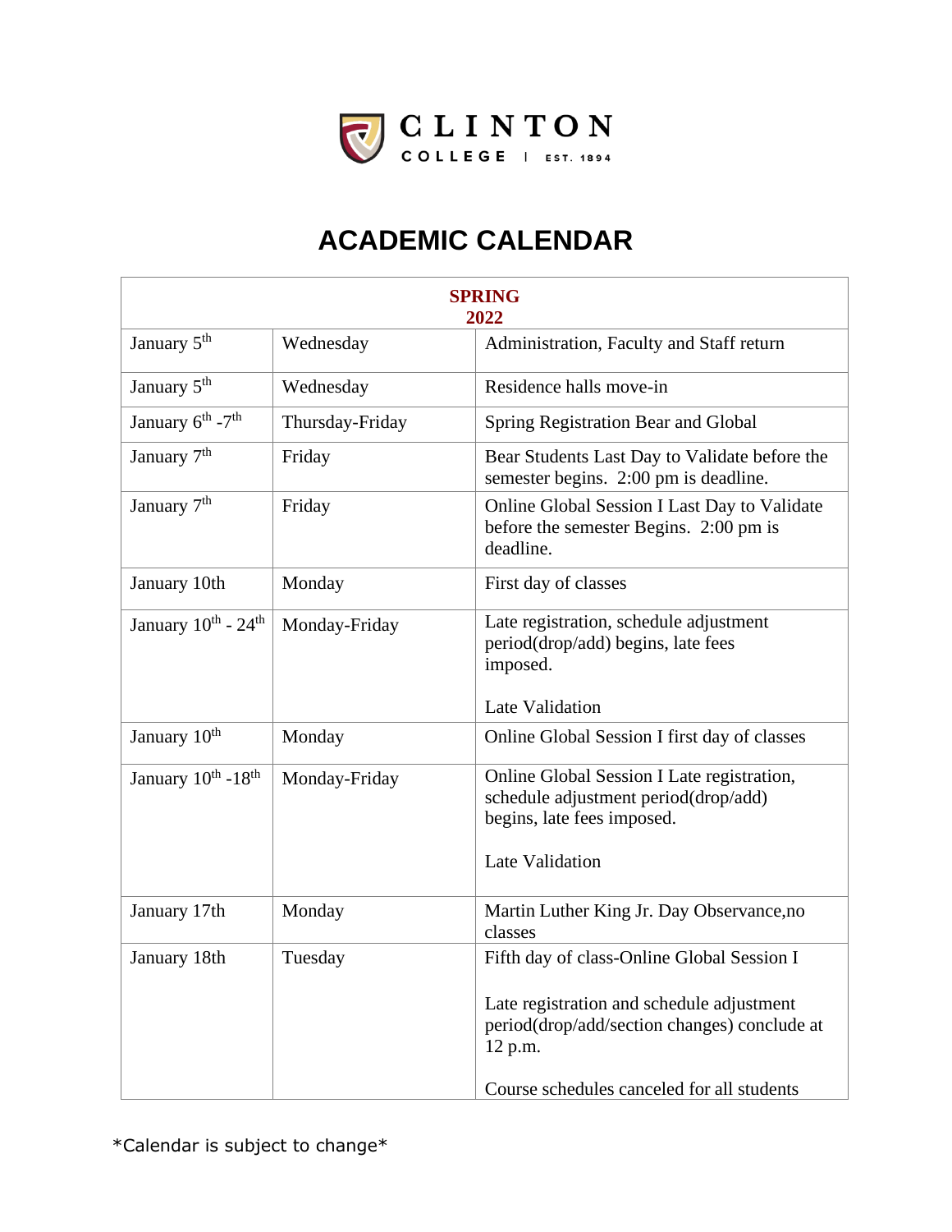CLINTON COLLEGE | EST. 1894

# ACADEMIC CALENDAR

| SPRING 2022 | | |
|---|---|---|
| January 5th | Wednesday | Administration, Faculty and Staff return |
| January 5th | Wednesday | Residence halls move-in |
| January 6th -7th | Thursday-Friday | Spring Registration Bear and Global |
| January 7th | Friday | Bear Students Last Day to Validate before the semester begins. 2:00 pm is deadline. |
| January 7th | Friday | Online Global Session I Last Day to Validate before the semester Begins. 2:00 pm is deadline. |
| January 10th | Monday | First day of classes |
| January 10th - 24th | Monday-Friday | Late registration, schedule adjustment period(drop/add) begins, late fees imposed.<br><br>Late Validation |
| January 10th | Monday | Online Global Session I first day of classes |
| January 10th -18th | Monday-Friday | Online Global Session I Late registration, schedule adjustment period(drop/add) begins, late fees imposed.<br><br>Late Validation |
| January 17th | Monday | Martin Luther King Jr. Day Observance,no classes |
| January 18th | Tuesday | Fifth day of class-Online Global Session I<br><br>Late registration and schedule adjustment period(drop/add/section changes) conclude at 12 p.m.<br><br>Course schedules canceled for all students |

*Calendar is subject to change*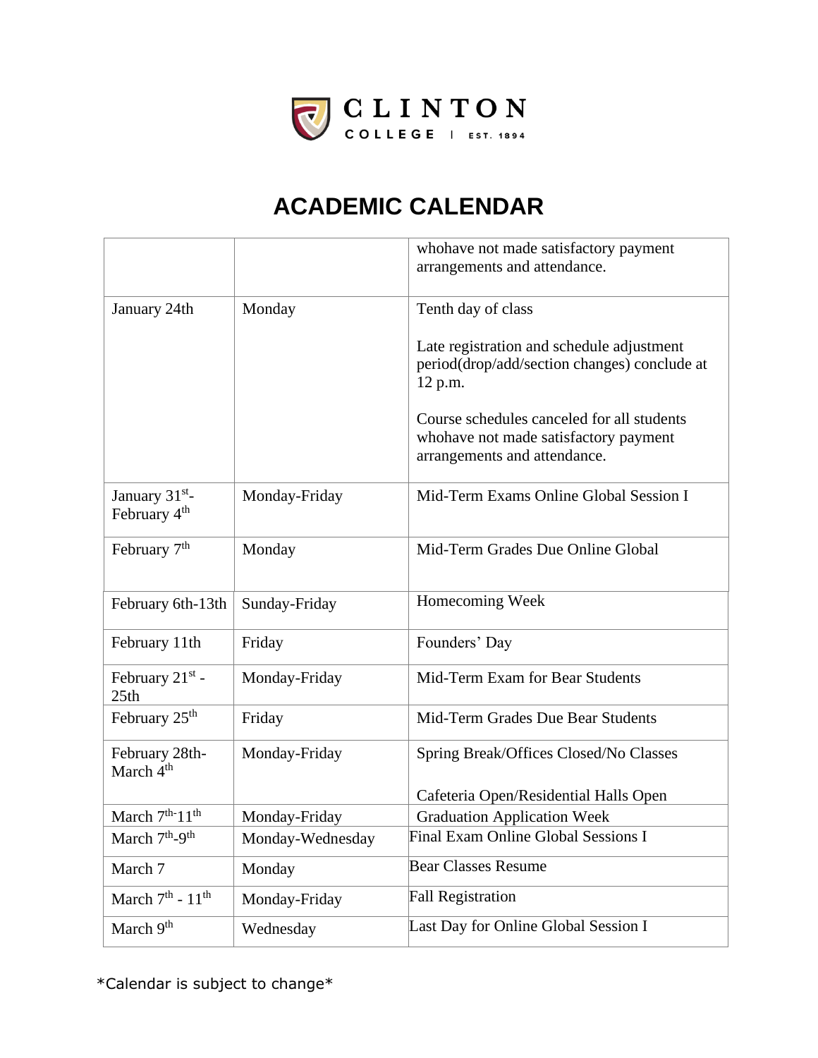# ACADEMIC CALENDAR

| | | |
|---|---|---|
| | | whohave not made satisfactory payment arrangements and attendance. |
| January 24th | Monday | Tenth day of class<br><br>Late registration and schedule adjustment period(drop/add/section changes) conclude at 12 p.m.<br><br>Course schedules canceled for all students whohave not made satisfactory payment arrangements and attendance. |
| January 31st-February 4th | Monday-Friday | Mid-Term Exams Online Global Session I |
| February 7th | Monday | Mid-Term Grades Due Online Global |
| February 6th-13th | Sunday-Friday | Homecoming Week |
| February 11th | Friday | Founders' Day |
| February 21st - 25th | Monday-Friday | Mid-Term Exam for Bear Students |
| February 25th | Friday | Mid-Term Grades Due Bear Students |
| February 28th-March 4th | Monday-Friday | Spring Break/Offices Closed/No Classes<br><br>Cafeteria Open/Residential Halls Open |
| March 7th-11th | Monday-Friday | Graduation Application Week |
| March 7th-9th | Monday-Wednesday | Final Exam Online Global Sessions I |
| March 7 | Monday | Bear Classes Resume |
| March 7th - 11th | Monday-Friday | Fall Registration |
| March 9th | Wednesday | Last Day for Online Global Session I |

*Calendar is subject to change*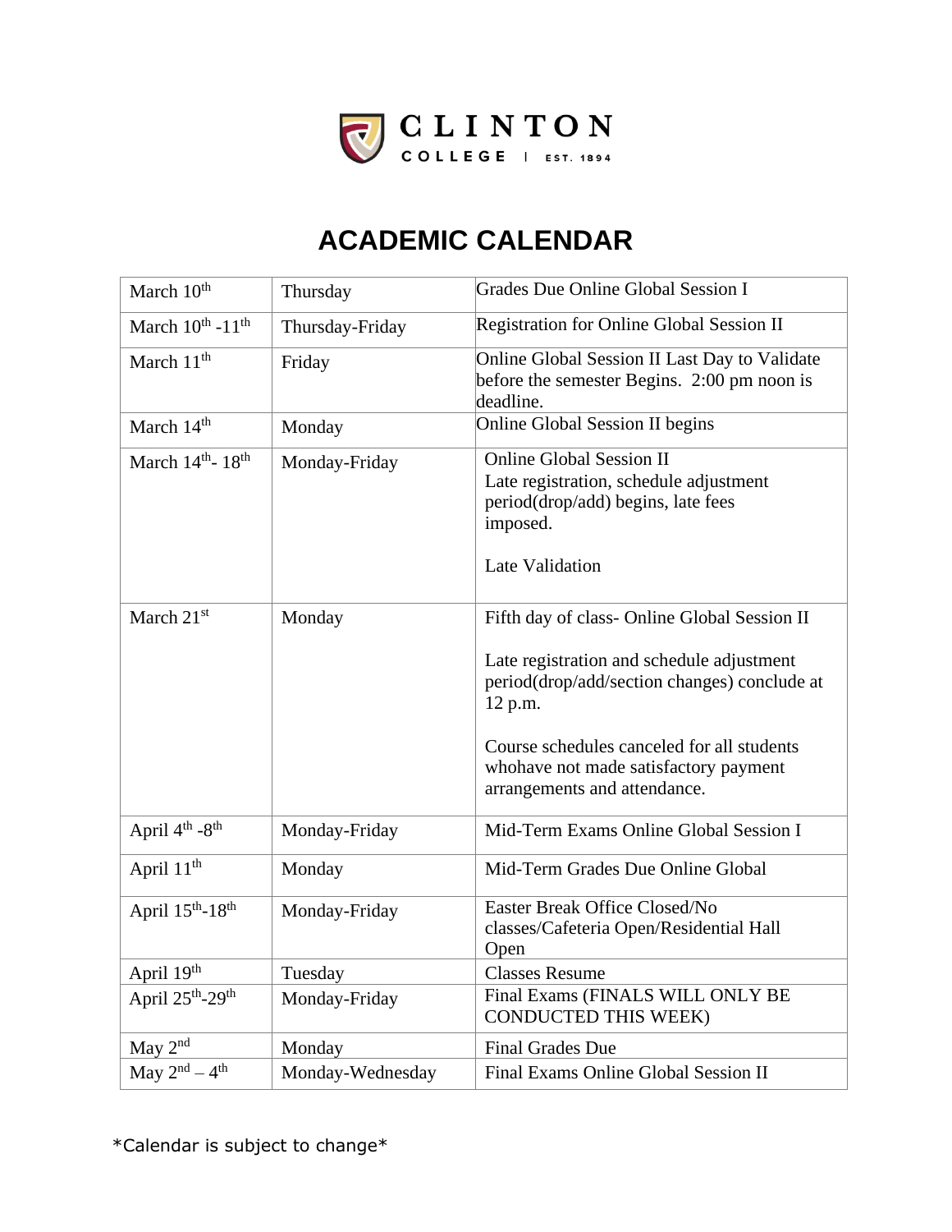CLINTON COLLEGE | EST. 1894

# ACADEMIC CALENDAR

| | | |
|---|---|---|
| March 10th | Thursday | Grades Due Online Global Session I |
| March 10th -11th | Thursday-Friday | Registration for Online Global Session II |
| March 11th | Friday | Online Global Session II Last Day to Validate before the semester Begins. 2:00 pm noon is deadline. |
| March 14th | Monday | Online Global Session II begins |
| March 14th- 18th | Monday-Friday | Online Global Session II<br>Late registration, schedule adjustment period(drop/add) begins, late fees imposed.<br><br>Late Validation |
| March 21st | Monday | Fifth day of class- Online Global Session II<br><br>Late registration and schedule adjustment period(drop/add/section changes) conclude at 12 p.m.<br><br>Course schedules canceled for all students whohave not made satisfactory payment arrangements and attendance. |
| April 4th -8th | Monday-Friday | Mid-Term Exams Online Global Session I |
| April 11th | Monday | Mid-Term Grades Due Online Global |
| April 15th-18th | Monday-Friday | Easter Break Office Closed/No classes/Cafeteria Open/Residential Hall Open |
| April 19th | Tuesday | Classes Resume |
| April 25th-29th | Monday-Friday | Final Exams (FINALS WILL ONLY BE CONDUCTED THIS WEEK) |
| May 2nd | Monday | Final Grades Due |
| May 2nd – 4th | Monday-Wednesday | Final Exams Online Global Session II |

*Calendar is subject to change*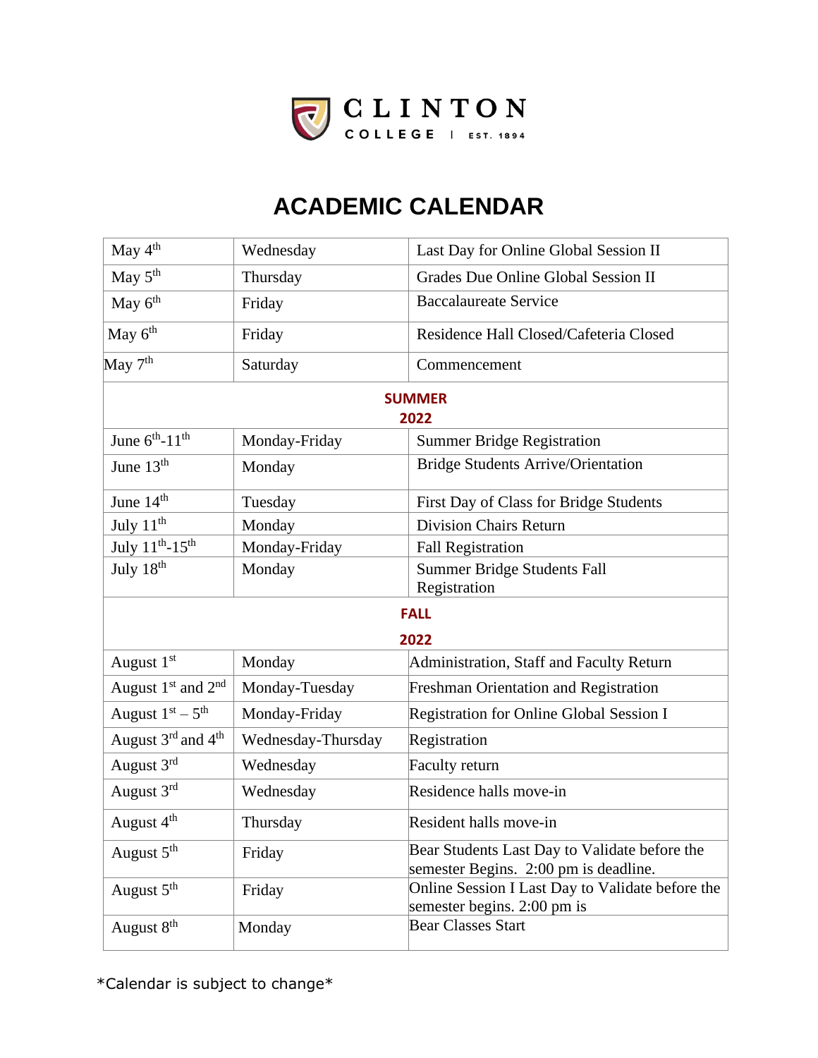CLINTON
COLLEGE | EST. 1894

# ACADEMIC CALENDAR

| | | |
|---|---|---|
| May 4th | Wednesday | Last Day for Online Global Session II |
| May 5th | Thursday | Grades Due Online Global Session II |
| May 6th | Friday | Baccalaureate Service |
| May 6th | Friday | Residence Hall Closed/Cafeteria Closed |
| May 7th | Saturday | Commencement |
| **SUMMER 2022** | | |
| June 6th-11th | Monday-Friday | Summer Bridge Registration |
| June 13th | Monday | Bridge Students Arrive/Orientation |
| June 14th | Tuesday | First Day of Class for Bridge Students |
| July 11th | Monday | Division Chairs Return |
| July 11th-15th | Monday-Friday | Fall Registration |
| July 18th | Monday | Summer Bridge Students Fall Registration |
| **FALL 2022** | | |
| August 1st | Monday | Administration, Staff and Faculty Return |
| August 1st and 2nd | Monday-Tuesday | Freshman Orientation and Registration |
| August 1st – 5th | Monday-Friday | Registration for Online Global Session I |
| August 3rd and 4th | Wednesday-Thursday | Registration |
| August 3rd | Wednesday | Faculty return |
| August 3rd | Wednesday | Residence halls move-in |
| August 4th | Thursday | Resident halls move-in |
| August 5th | Friday | Bear Students Last Day to Validate before the semester Begins. 2:00 pm is deadline. |
| August 5th | Friday | Online Session I Last Day to Validate before the semester begins. 2:00 pm is |
| August 8th | Monday | Bear Classes Start |

*Calendar is subject to change*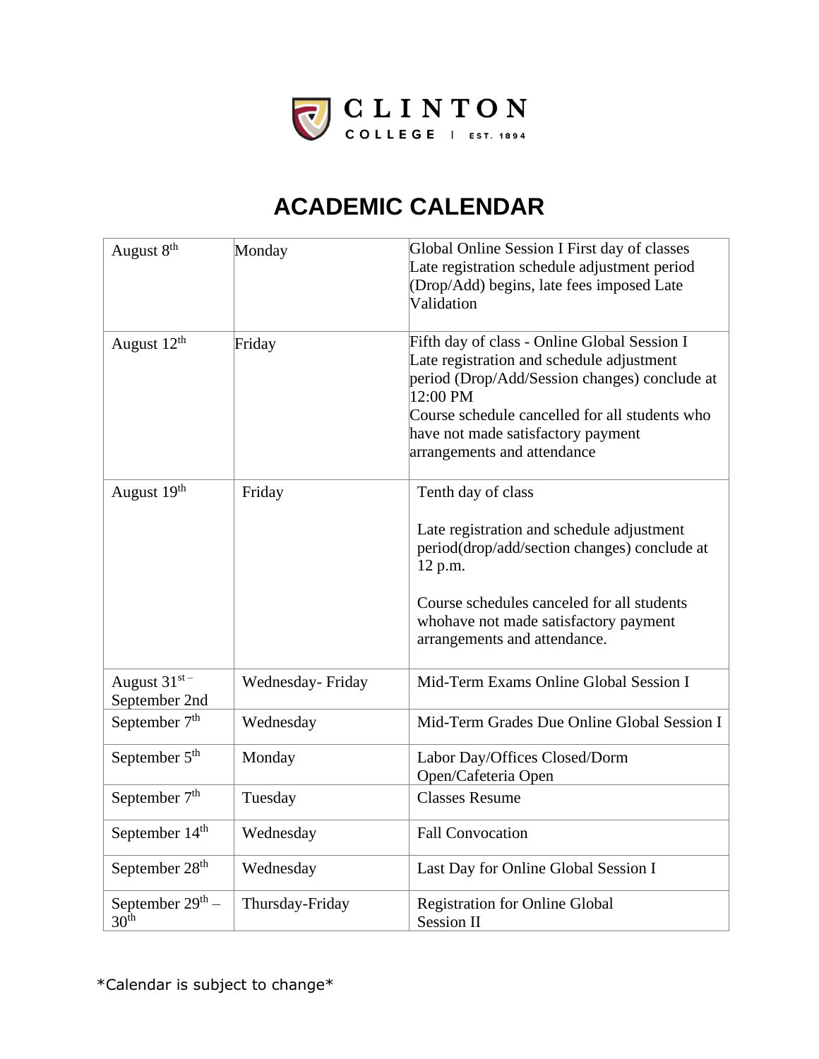CLINTON COLLEGE | EST. 1894

# ACADEMIC CALENDAR

| August 8th | Monday | Global Online Session I First day of classes Late registration schedule adjustment period (Drop/Add) begins, late fees imposed Late Validation |
|---|---|---|
| August 12th | Friday | Fifth day of class - Online Global Session I Late registration and schedule adjustment period (Drop/Add/Session changes) conclude at 12:00 PM Course schedule cancelled for all students who have not made satisfactory payment arrangements and attendance |
| August 19th | Friday | Tenth day of class<br><br>Late registration and schedule adjustment period(drop/add/section changes) conclude at 12 p.m.<br><br>Course schedules canceled for all students whohave not made satisfactory payment arrangements and attendance. |
| August 31st – September 2nd | Wednesday- Friday | Mid-Term Exams Online Global Session I |
| September 7th | Wednesday | Mid-Term Grades Due Online Global Session I |
| September 5th | Monday | Labor Day/Offices Closed/Dorm Open/Cafeteria Open |
| September 7th | Tuesday | Classes Resume |
| September 14th | Wednesday | Fall Convocation |
| September 28th | Wednesday | Last Day for Online Global Session I |
| September 29th – 30th | Thursday-Friday | Registration for Online Global Session II |

*Calendar is subject to change*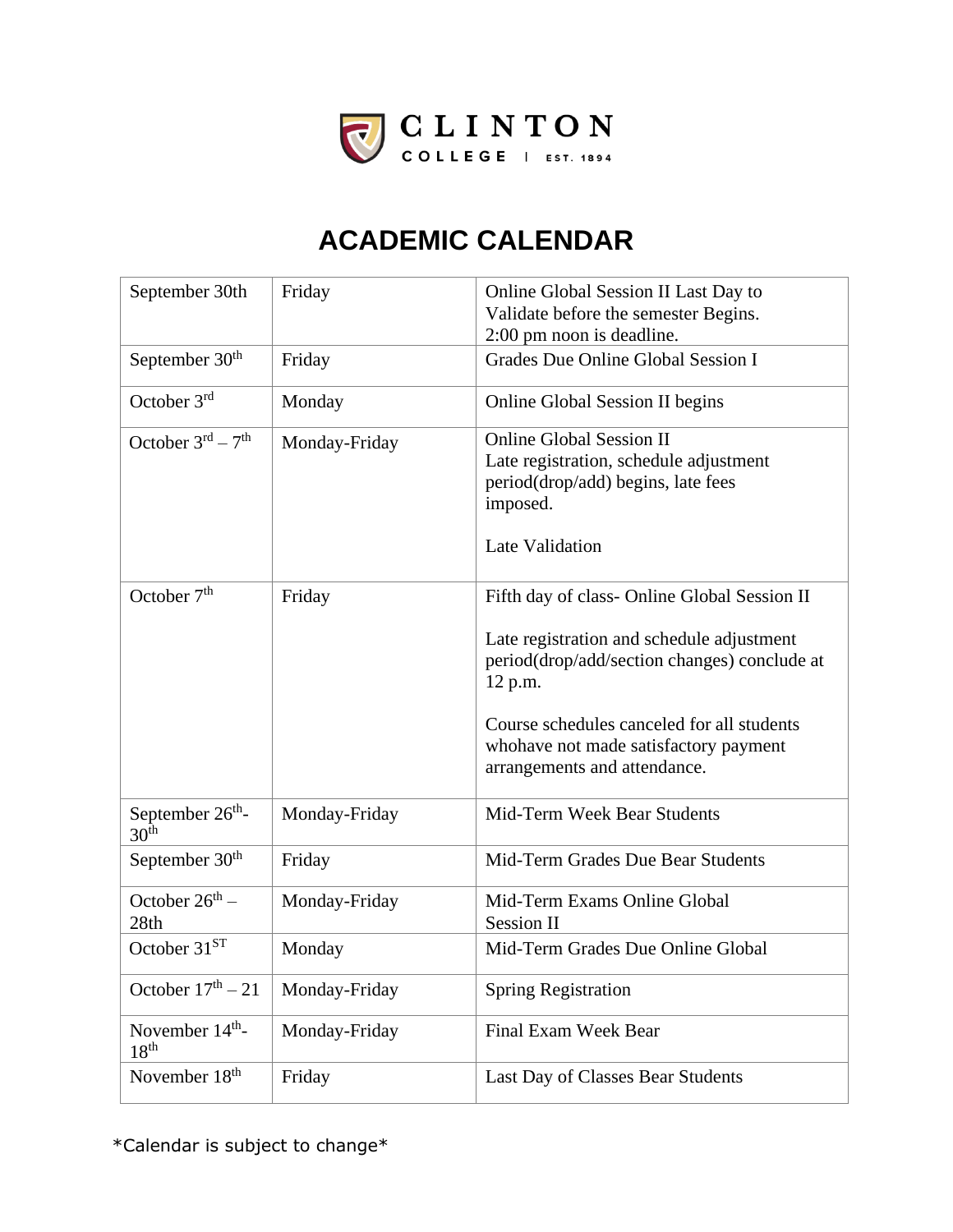CLINTON COLLEGE | EST. 1894

# ACADEMIC CALENDAR

| | | |
|---|---|---|
| September 30th | Friday | Online Global Session II Last Day to Validate before the semester Begins. 2:00 pm noon is deadline. |
| September 30th | Friday | Grades Due Online Global Session I |
| October 3rd | Monday | Online Global Session II begins |
| October 3rd – 7th | Monday-Friday | Online Global Session II<br>Late registration, schedule adjustment period(drop/add) begins, late fees imposed.<br><br>Late Validation |
| October 7th | Friday | Fifth day of class- Online Global Session II<br><br>Late registration and schedule adjustment period(drop/add/section changes) conclude at 12 p.m.<br><br>Course schedules canceled for all students whohave not made satisfactory payment arrangements and attendance. |
| September 26th-30th | Monday-Friday | Mid-Term Week Bear Students |
| September 30th | Friday | Mid-Term Grades Due Bear Students |
| October 26th – 28th | Monday-Friday | Mid-Term Exams Online Global Session II |
| October 31ST | Monday | Mid-Term Grades Due Online Global |
| October 17th – 21 | Monday-Friday | Spring Registration |
| November 14th-18th | Monday-Friday | Final Exam Week Bear |
| November 18th | Friday | Last Day of Classes Bear Students |

*Calendar is subject to change*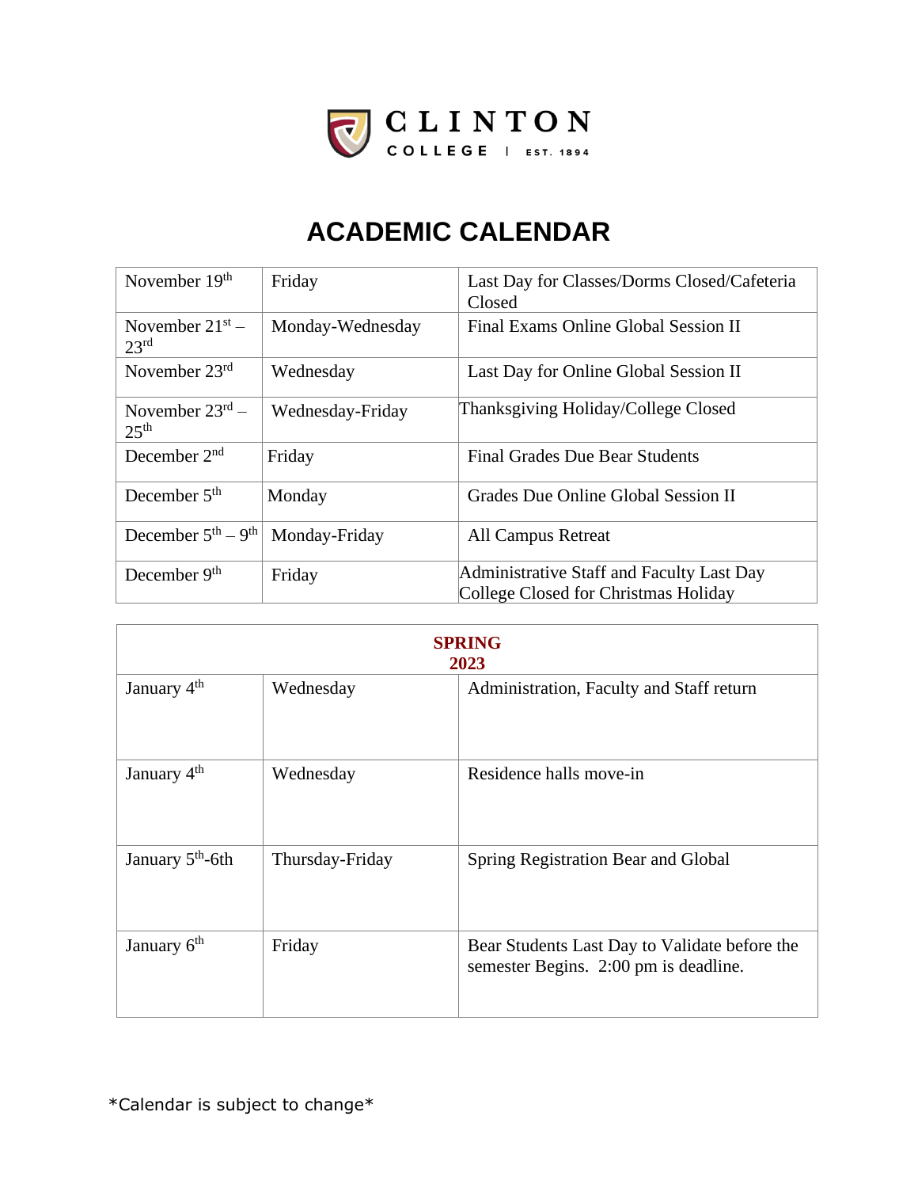CLINTON COLLEGE | EST. 1894

# ACADEMIC CALENDAR

| | | |
|---|---|---|
| November 19th | Friday | Last Day for Classes/Dorms Closed/Cafeteria Closed |
| November 21st – 23rd | Monday-Wednesday | Final Exams Online Global Session II |
| November 23rd | Wednesday | Last Day for Online Global Session II |
| November 23rd – 25th | Wednesday-Friday | Thanksgiving Holiday/College Closed |
| December 2nd | Friday | Final Grades Due Bear Students |
| December 5th | Monday | Grades Due Online Global Session II |
| December 5th – 9th | Monday-Friday | All Campus Retreat |
| December 9th | Friday | Administrative Staff and Faculty Last Day College Closed for Christmas Holiday |

| **SPRING 2023** | | |
|---|---|---|
| January 4th | Wednesday | Administration, Faculty and Staff return |
| January 4th | Wednesday | Residence halls move-in |
| January 5th-6th | Thursday-Friday | Spring Registration Bear and Global |
| January 6th | Friday | Bear Students Last Day to Validate before the semester Begins. 2:00 pm is deadline. |

*Calendar is subject to change*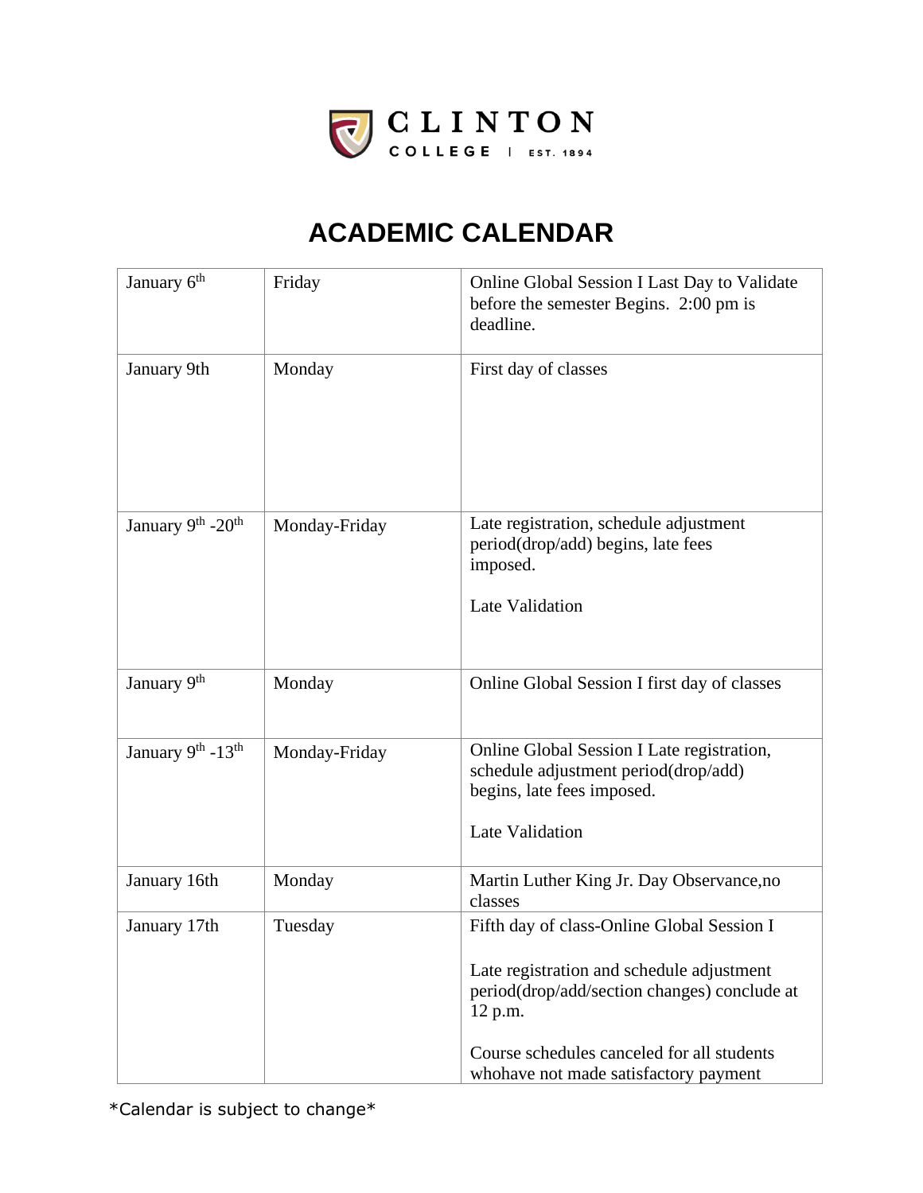CLINTON COLLEGE | EST. 1894

# ACADEMIC CALENDAR

| January 6th | Friday | Online Global Session I Last Day to Validate before the semester Begins. 2:00 pm is deadline. |
|---|---|---|
| January 9th | Monday | First day of classes |
| January 9th -20th | Monday-Friday | Late registration, schedule adjustment period(drop/add) begins, late fees imposed.<br><br>Late Validation |
| January 9th | Monday | Online Global Session I first day of classes |
| January 9th -13th | Monday-Friday | Online Global Session I Late registration, schedule adjustment period(drop/add) begins, late fees imposed.<br><br>Late Validation |
| January 16th | Monday | Martin Luther King Jr. Day Observance,no classes |
| January 17th | Tuesday | Fifth day of class-Online Global Session I<br><br>Late registration and schedule adjustment period(drop/add/section changes) conclude at 12 p.m.<br><br>Course schedules canceled for all students whohave not made satisfactory payment |

*Calendar is subject to change*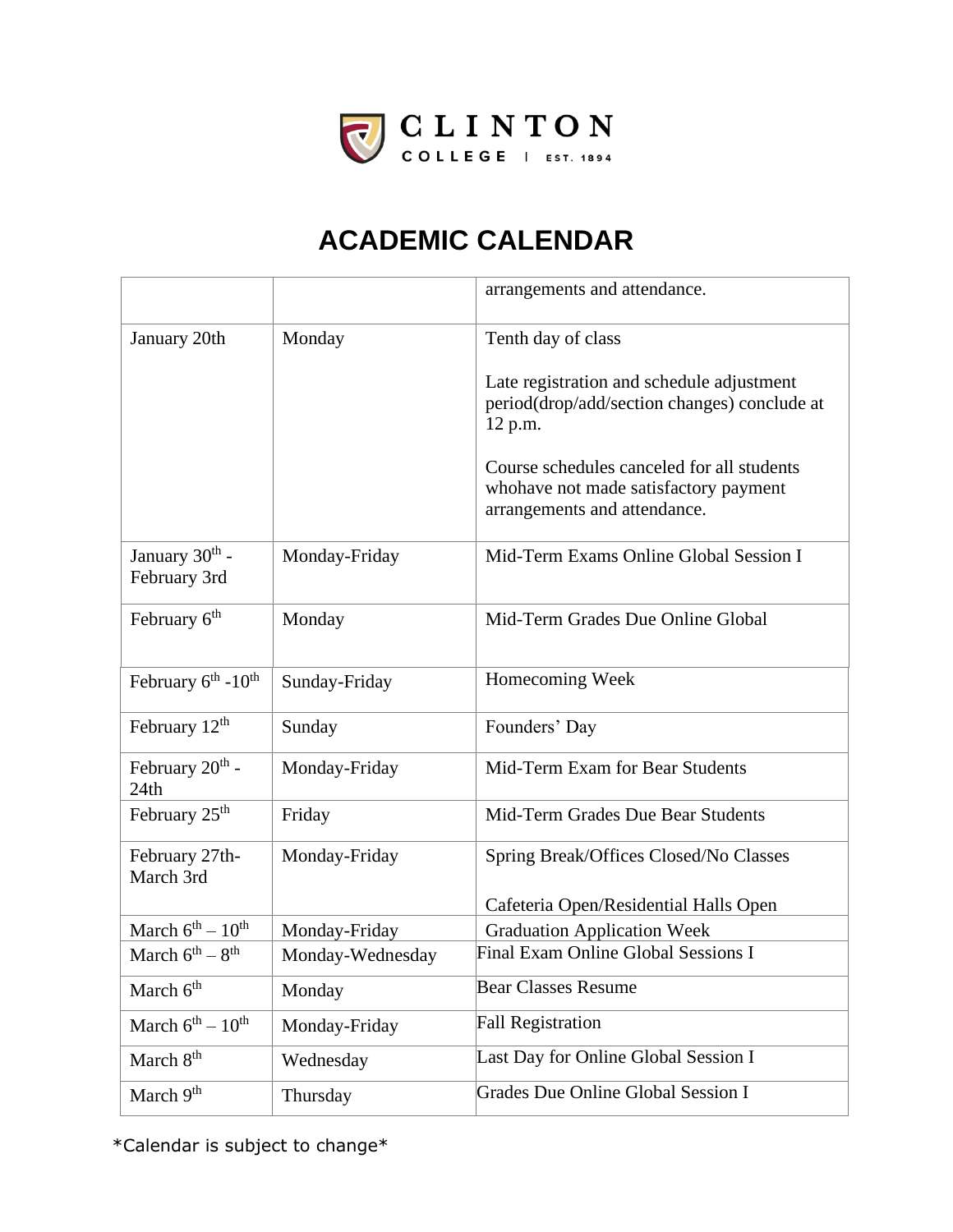CLINTON COLLEGE | EST. 1894

# ACADEMIC CALENDAR

| | | |
|---|---|---|
| | | arrangements and attendance. |
| January 20th | Monday | Tenth day of class<br><br>Late registration and schedule adjustment period(drop/add/section changes) conclude at 12 p.m.<br><br>Course schedules canceled for all students whohave not made satisfactory payment arrangements and attendance. |
| January 30th - February 3rd | Monday-Friday | Mid-Term Exams Online Global Session I |
| February 6th | Monday | Mid-Term Grades Due Online Global |
| February 6th -10th | Sunday-Friday | Homecoming Week |
| February 12th | Sunday | Founders' Day |
| February 20th - 24th | Monday-Friday | Mid-Term Exam for Bear Students |
| February 25th | Friday | Mid-Term Grades Due Bear Students |
| February 27th- March 3rd | Monday-Friday | Spring Break/Offices Closed/No Classes<br><br>Cafeteria Open/Residential Halls Open |
| March 6th – 10th | Monday-Friday | Graduation Application Week |
| March 6th – 8th | Monday-Wednesday | Final Exam Online Global Sessions I |
| March 6th | Monday | Bear Classes Resume |
| March 6th – 10th | Monday-Friday | Fall Registration |
| March 8th | Wednesday | Last Day for Online Global Session I |
| March 9th | Thursday | Grades Due Online Global Session I |

*Calendar is subject to change*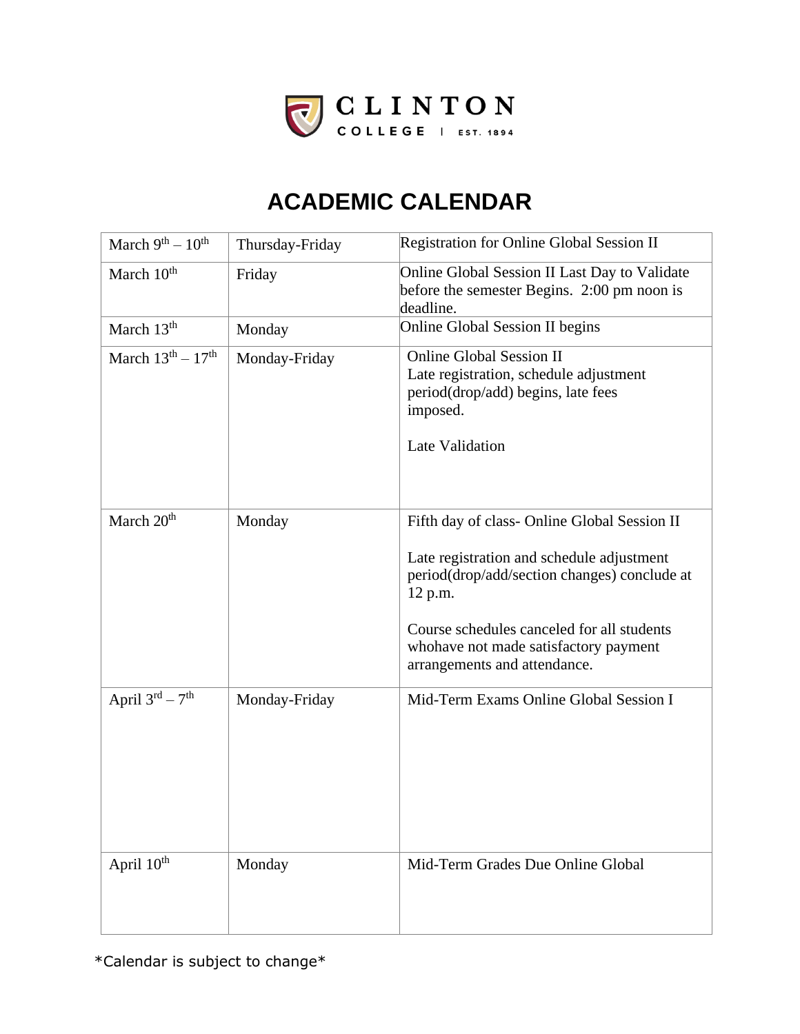CLINTON COLLEGE | EST. 1894

# ACADEMIC CALENDAR

| March 9th – 10th | Thursday-Friday | Registration for Online Global Session II |
|---|---|---|
| March 10th | Friday | Online Global Session II Last Day to Validate before the semester Begins. 2:00 pm noon is deadline. |
| March 13th | Monday | Online Global Session II begins |
| March 13th – 17th | Monday-Friday | Online Global Session II<br>Late registration, schedule adjustment period(drop/add) begins, late fees imposed.<br><br>Late Validation |
| March 20th | Monday | Fifth day of class- Online Global Session II<br><br>Late registration and schedule adjustment period(drop/add/section changes) conclude at 12 p.m.<br><br>Course schedules canceled for all students whohave not made satisfactory payment arrangements and attendance. |
| April 3rd – 7th | Monday-Friday | Mid-Term Exams Online Global Session I |
| April 10th | Monday | Mid-Term Grades Due Online Global |

*Calendar is subject to change*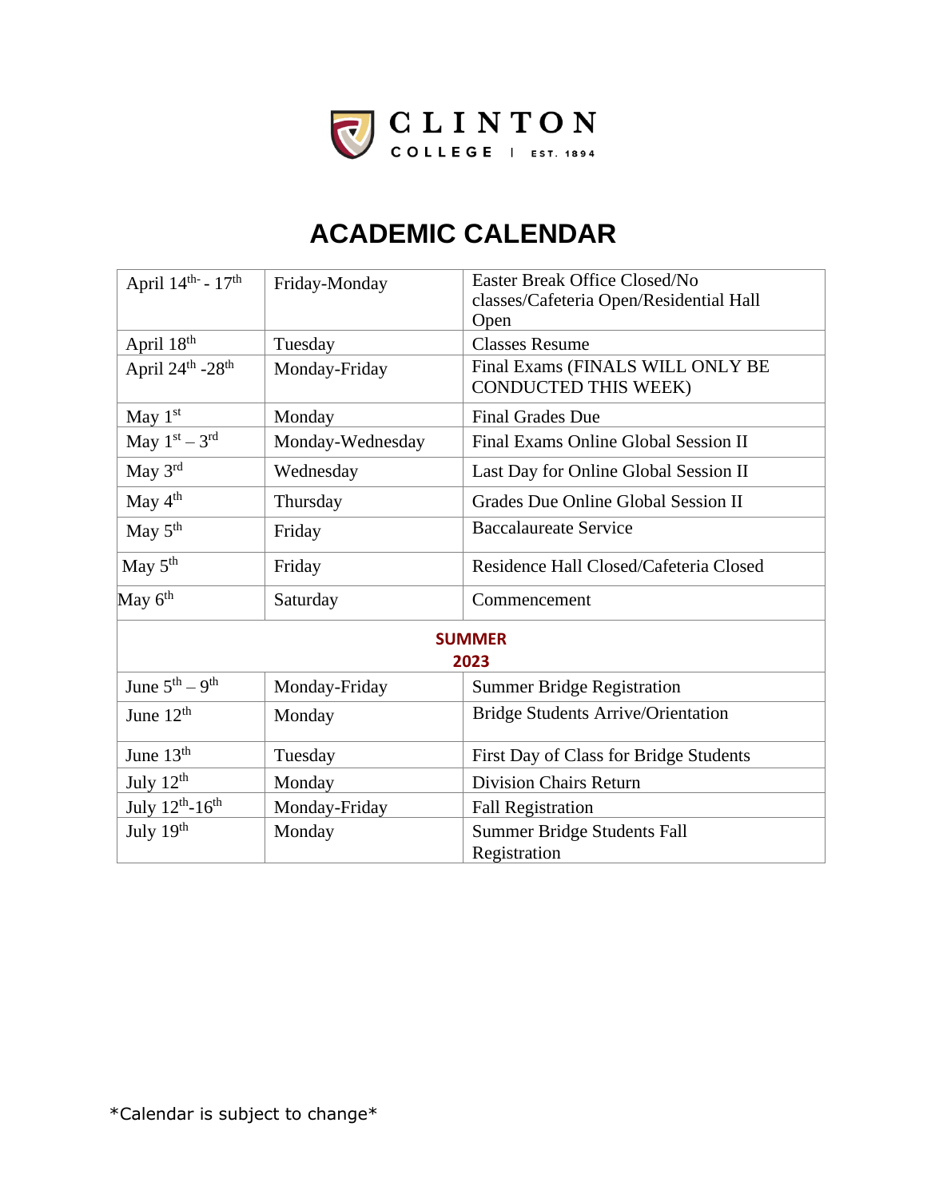CLINTON COLLEGE | EST. 1894

# ACADEMIC CALENDAR

| | | |
|---|---|---|
| April $14^{th-}$ - $17^{th}$ | Friday-Monday | Easter Break Office Closed/No classes/Cafeteria Open/Residential Hall Open |
| April $18^{th}$ | Tuesday | Classes Resume |
| April $24^{th}$ -$28^{th}$ | Monday-Friday | Final Exams (FINALS WILL ONLY BE CONDUCTED THIS WEEK) |
| May $1^{st}$ | Monday | Final Grades Due |
| May $1^{st}$ – $3^{rd}$ | Monday-Wednesday | Final Exams Online Global Session II |
| May $3^{rd}$ | Wednesday | Last Day for Online Global Session II |
| May $4^{th}$ | Thursday | Grades Due Online Global Session II |
| May $5^{th}$ | Friday | Baccalaureate Service |
| May $5^{th}$ | Friday | Residence Hall Closed/Cafeteria Closed |
| May $6^{th}$ | Saturday | Commencement |
| **SUMMER 2023** | | |
| June $5^{th}$ – $9^{th}$ | Monday-Friday | Summer Bridge Registration |
| June $12^{th}$ | Monday | Bridge Students Arrive/Orientation |
| June $13^{th}$ | Tuesday | First Day of Class for Bridge Students |
| July $12^{th}$ | Monday | Division Chairs Return |
| July $12^{th}$-$16^{th}$ | Monday-Friday | Fall Registration |
| July $19^{th}$ | Monday | Summer Bridge Students Fall Registration |

*Calendar is subject to change*